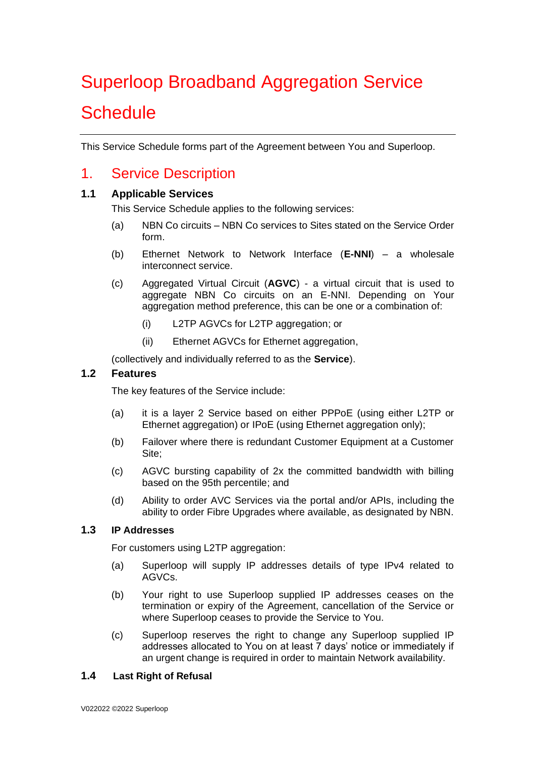# Superloop Broadband Aggregation Service Schedule

This Service Schedule forms part of the Agreement between You and Superloop.

## 1. Service Description

### 1.1 Applicable Services

This Service Schedule applies to the following services:

(a) NBN Co circuits – NBN Co services to Sites stated on the Service Order form.

(b) Ethernet Network to Network Interface (**E-NNI**) – a wholesale interconnect service.

(c) Aggregated Virtual Circuit (**AGVC**) - a virtual circuit that is used to aggregate NBN Co circuits on an E-NNI. Depending on Your aggregation method preference, this can be one or a combination of:

(i) L2TP AGVCs for L2TP aggregation; or

(ii) Ethernet AGVCs for Ethernet aggregation,

(collectively and individually referred to as the **Service**).

### 1.2 Features

The key features of the Service include:

(a) it is a layer 2 Service based on either PPPoE (using either L2TP or Ethernet aggregation) or IPoE (using Ethernet aggregation only);

(b) Failover where there is redundant Customer Equipment at a Customer Site;

(c) AGVC bursting capability of 2x the committed bandwidth with billing based on the 95th percentile; and

(d) Ability to order AVC Services via the portal and/or APIs, including the ability to order Fibre Upgrades where available, as designated by NBN.

### 1.3 IP Addresses

For customers using L2TP aggregation:

(a) Superloop will supply IP addresses details of type IPv4 related to AGVCs.

(b) Your right to use Superloop supplied IP addresses ceases on the termination or expiry of the Agreement, cancellation of the Service or where Superloop ceases to provide the Service to You.

(c) Superloop reserves the right to change any Superloop supplied IP addresses allocated to You on at least 7 days' notice or immediately if an urgent change is required in order to maintain Network availability.

### 1.4 Last Right of Refusal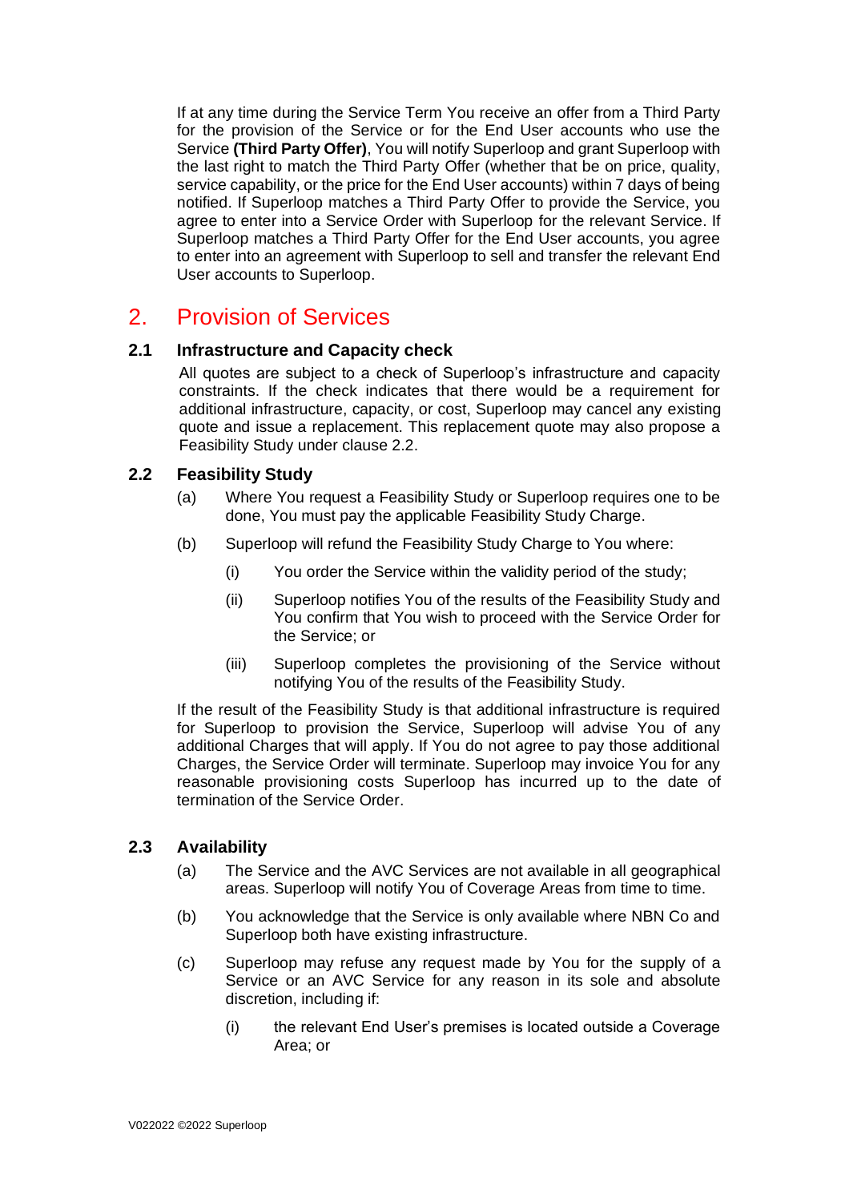If at any time during the Service Term You receive an offer from a Third Party for the provision of the Service or for the End User accounts who use the Service **(Third Party Offer)**, You will notify Superloop and grant Superloop with the last right to match the Third Party Offer (whether that be on price, quality, service capability, or the price for the End User accounts) within 7 days of being notified. If Superloop matches a Third Party Offer to provide the Service, you agree to enter into a Service Order with Superloop for the relevant Service. If Superloop matches a Third Party Offer for the End User accounts, you agree to enter into an agreement with Superloop to sell and transfer the relevant End User accounts to Superloop.

## 2. Provision of Services

### 2.1 Infrastructure and Capacity check

All quotes are subject to a check of Superloop's infrastructure and capacity constraints. If the check indicates that there would be a requirement for additional infrastructure, capacity, or cost, Superloop may cancel any existing quote and issue a replacement. This replacement quote may also propose a Feasibility Study under clause 2.2.

### 2.2 Feasibility Study

(a) Where You request a Feasibility Study or Superloop requires one to be done, You must pay the applicable Feasibility Study Charge.

(b) Superloop will refund the Feasibility Study Charge to You where:

(i) You order the Service within the validity period of the study;

(ii) Superloop notifies You of the results of the Feasibility Study and You confirm that You wish to proceed with the Service Order for the Service; or

(iii) Superloop completes the provisioning of the Service without notifying You of the results of the Feasibility Study.

If the result of the Feasibility Study is that additional infrastructure is required for Superloop to provision the Service, Superloop will advise You of any additional Charges that will apply. If You do not agree to pay those additional Charges, the Service Order will terminate. Superloop may invoice You for any reasonable provisioning costs Superloop has incurred up to the date of termination of the Service Order.

### 2.3 Availability

(a) The Service and the AVC Services are not available in all geographical areas. Superloop will notify You of Coverage Areas from time to time.

(b) You acknowledge that the Service is only available where NBN Co and Superloop both have existing infrastructure.

(c) Superloop may refuse any request made by You for the supply of a Service or an AVC Service for any reason in its sole and absolute discretion, including if:

(i) the relevant End User's premises is located outside a Coverage Area; or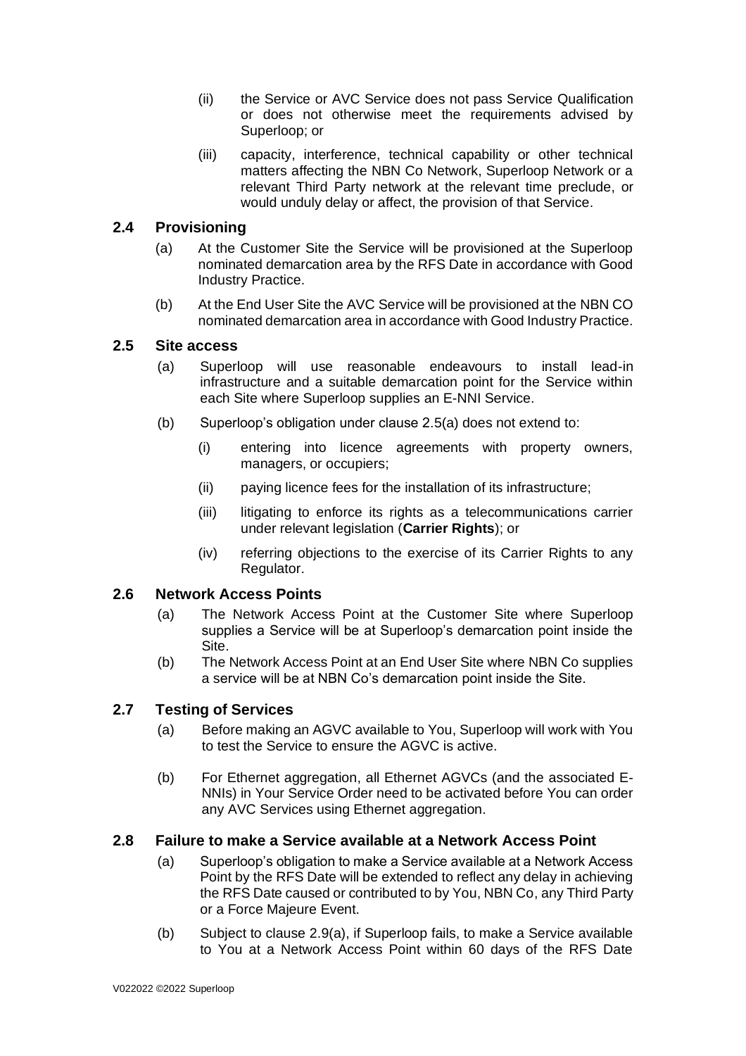(ii) the Service or AVC Service does not pass Service Qualification or does not otherwise meet the requirements advised by Superloop; or

(iii) capacity, interference, technical capability or other technical matters affecting the NBN Co Network, Superloop Network or a relevant Third Party network at the relevant time preclude, or would unduly delay or affect, the provision of that Service.

### 2.4 Provisioning

(a) At the Customer Site the Service will be provisioned at the Superloop nominated demarcation area by the RFS Date in accordance with Good Industry Practice.

(b) At the End User Site the AVC Service will be provisioned at the NBN CO nominated demarcation area in accordance with Good Industry Practice.

### 2.5 Site access

(a) Superloop will use reasonable endeavours to install lead-in infrastructure and a suitable demarcation point for the Service within each Site where Superloop supplies an E-NNI Service.

(b) Superloop's obligation under clause 2.5(a) does not extend to:

(i) entering into licence agreements with property owners, managers, or occupiers;

(ii) paying licence fees for the installation of its infrastructure;

(iii) litigating to enforce its rights as a telecommunications carrier under relevant legislation (**Carrier Rights**); or

(iv) referring objections to the exercise of its Carrier Rights to any Regulator.

### 2.6 Network Access Points

(a) The Network Access Point at the Customer Site where Superloop supplies a Service will be at Superloop's demarcation point inside the Site.

(b) The Network Access Point at an End User Site where NBN Co supplies a service will be at NBN Co's demarcation point inside the Site.

### 2.7 Testing of Services

(a) Before making an AGVC available to You, Superloop will work with You to test the Service to ensure the AGVC is active.

(b) For Ethernet aggregation, all Ethernet AGVCs (and the associated E-NNIs) in Your Service Order need to be activated before You can order any AVC Services using Ethernet aggregation.

### 2.8 Failure to make a Service available at a Network Access Point

(a) Superloop's obligation to make a Service available at a Network Access Point by the RFS Date will be extended to reflect any delay in achieving the RFS Date caused or contributed to by You, NBN Co, any Third Party or a Force Majeure Event.

(b) Subject to clause 2.9(a), if Superloop fails, to make a Service available to You at a Network Access Point within 60 days of the RFS Date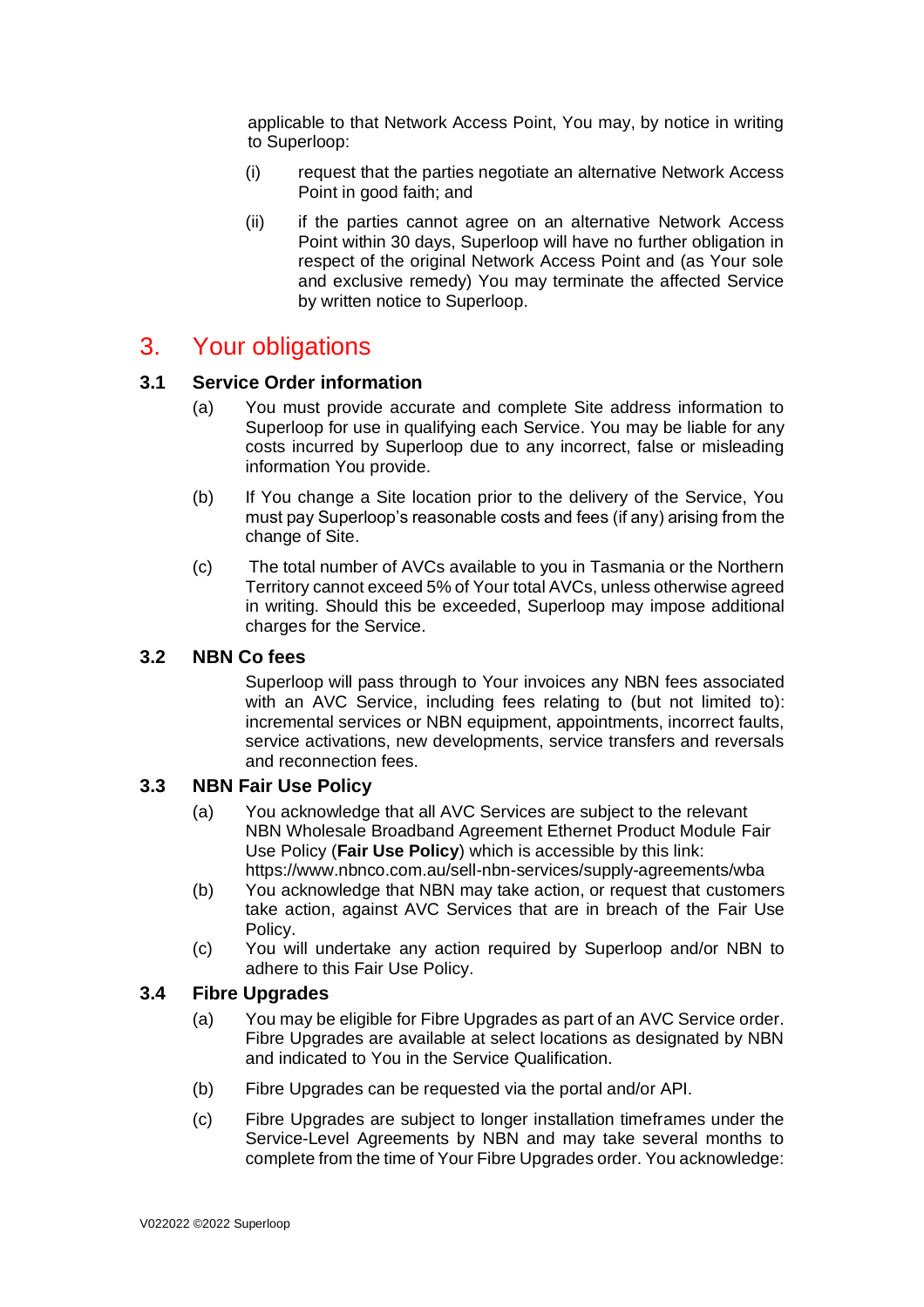applicable to that Network Access Point, You may, by notice in writing to Superloop:

(i) request that the parties negotiate an alternative Network Access Point in good faith; and

(ii) if the parties cannot agree on an alternative Network Access Point within 30 days, Superloop will have no further obligation in respect of the original Network Access Point and (as Your sole and exclusive remedy) You may terminate the affected Service by written notice to Superloop.

## 3. Your obligations

### 3.1 Service Order information

(a) You must provide accurate and complete Site address information to Superloop for use in qualifying each Service. You may be liable for any costs incurred by Superloop due to any incorrect, false or misleading information You provide.

(b) If You change a Site location prior to the delivery of the Service, You must pay Superloop's reasonable costs and fees (if any) arising from the change of Site.

(c) The total number of AVCs available to you in Tasmania or the Northern Territory cannot exceed 5% of Your total AVCs, unless otherwise agreed in writing. Should this be exceeded, Superloop may impose additional charges for the Service.

### 3.2 NBN Co fees

Superloop will pass through to Your invoices any NBN fees associated with an AVC Service, including fees relating to (but not limited to): incremental services or NBN equipment, appointments, incorrect faults, service activations, new developments, service transfers and reversals and reconnection fees.

### 3.3 NBN Fair Use Policy

(a) You acknowledge that all AVC Services are subject to the relevant NBN Wholesale Broadband Agreement Ethernet Product Module Fair Use Policy (**Fair Use Policy**) which is accessible by this link: https://www.nbnco.com.au/sell-nbn-services/supply-agreements/wba

(b) You acknowledge that NBN may take action, or request that customers take action, against AVC Services that are in breach of the Fair Use Policy.

(c) You will undertake any action required by Superloop and/or NBN to adhere to this Fair Use Policy.

### 3.4 Fibre Upgrades

(a) You may be eligible for Fibre Upgrades as part of an AVC Service order. Fibre Upgrades are available at select locations as designated by NBN and indicated to You in the Service Qualification.

(b) Fibre Upgrades can be requested via the portal and/or API.

(c) Fibre Upgrades are subject to longer installation timeframes under the Service-Level Agreements by NBN and may take several months to complete from the time of Your Fibre Upgrades order. You acknowledge: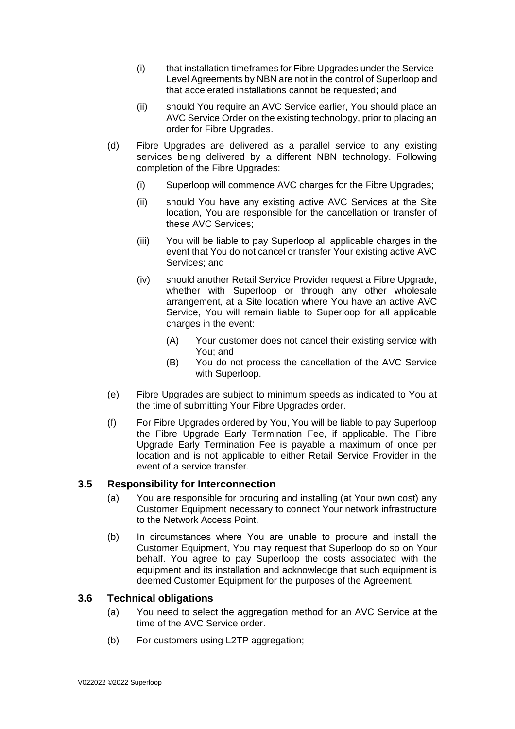(i) that installation timeframes for Fibre Upgrades under the Service-Level Agreements by NBN are not in the control of Superloop and that accelerated installations cannot be requested; and

(ii) should You require an AVC Service earlier, You should place an AVC Service Order on the existing technology, prior to placing an order for Fibre Upgrades.

(d) Fibre Upgrades are delivered as a parallel service to any existing services being delivered by a different NBN technology. Following completion of the Fibre Upgrades:

(i) Superloop will commence AVC charges for the Fibre Upgrades;

(ii) should You have any existing active AVC Services at the Site location, You are responsible for the cancellation or transfer of these AVC Services;

(iii) You will be liable to pay Superloop all applicable charges in the event that You do not cancel or transfer Your existing active AVC Services; and

(iv) should another Retail Service Provider request a Fibre Upgrade, whether with Superloop or through any other wholesale arrangement, at a Site location where You have an active AVC Service, You will remain liable to Superloop for all applicable charges in the event:

(A) Your customer does not cancel their existing service with You; and

(B) You do not process the cancellation of the AVC Service with Superloop.

(e) Fibre Upgrades are subject to minimum speeds as indicated to You at the time of submitting Your Fibre Upgrades order.

(f) For Fibre Upgrades ordered by You, You will be liable to pay Superloop the Fibre Upgrade Early Termination Fee, if applicable. The Fibre Upgrade Early Termination Fee is payable a maximum of once per location and is not applicable to either Retail Service Provider in the event of a service transfer.

### 3.5 Responsibility for Interconnection

(a) You are responsible for procuring and installing (at Your own cost) any Customer Equipment necessary to connect Your network infrastructure to the Network Access Point.

(b) In circumstances where You are unable to procure and install the Customer Equipment, You may request that Superloop do so on Your behalf. You agree to pay Superloop the costs associated with the equipment and its installation and acknowledge that such equipment is deemed Customer Equipment for the purposes of the Agreement.

### 3.6 Technical obligations

(a) You need to select the aggregation method for an AVC Service at the time of the AVC Service order.

(b) For customers using L2TP aggregation;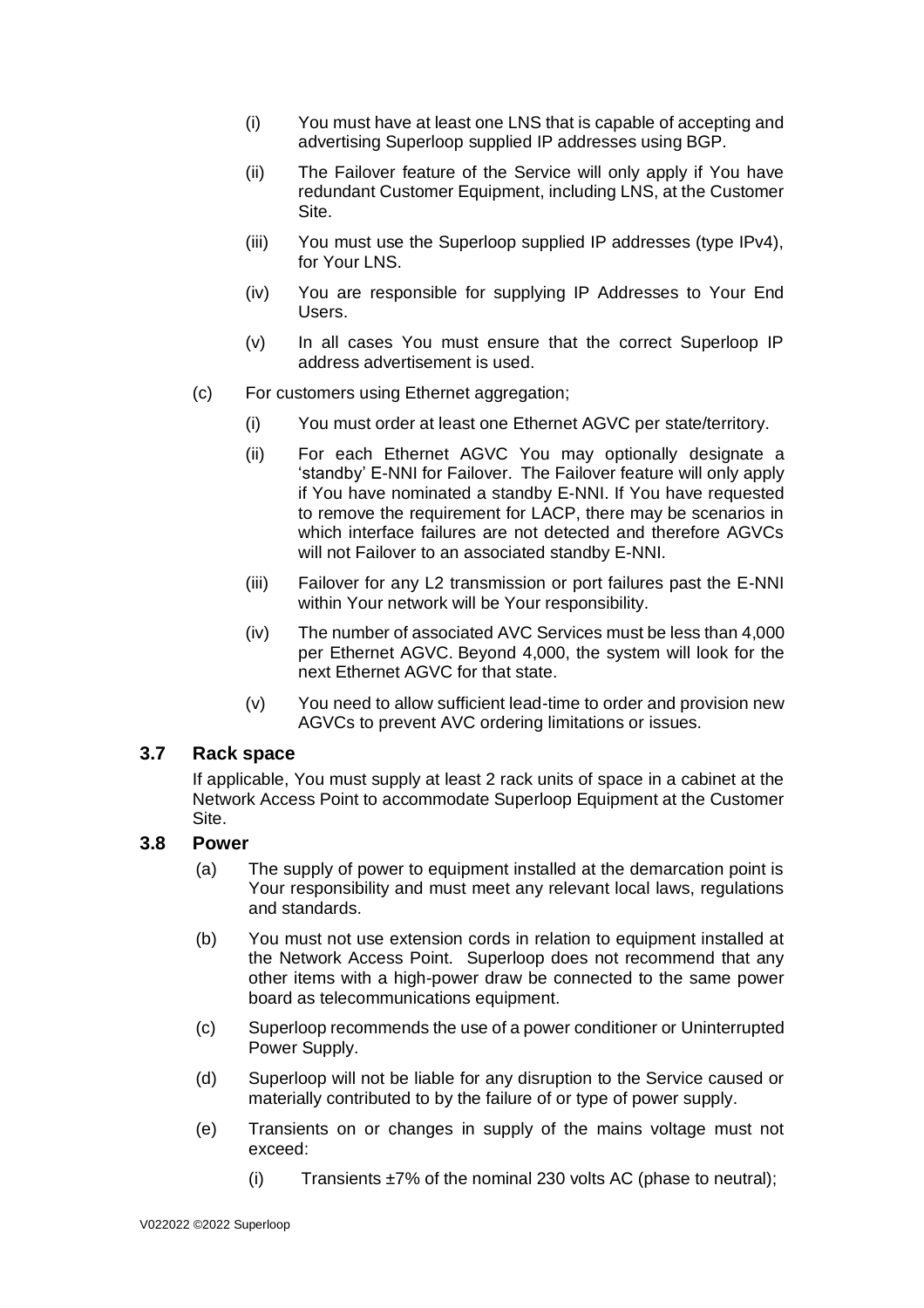(i) You must have at least one LNS that is capable of accepting and advertising Superloop supplied IP addresses using BGP.

(ii) The Failover feature of the Service will only apply if You have redundant Customer Equipment, including LNS, at the Customer Site.

(iii) You must use the Superloop supplied IP addresses (type IPv4), for Your LNS.

(iv) You are responsible for supplying IP Addresses to Your End Users.

(v) In all cases You must ensure that the correct Superloop IP address advertisement is used.

(c) For customers using Ethernet aggregation;

(i) You must order at least one Ethernet AGVC per state/territory.

(ii) For each Ethernet AGVC You may optionally designate a 'standby' E-NNI for Failover. The Failover feature will only apply if You have nominated a standby E-NNI. If You have requested to remove the requirement for LACP, there may be scenarios in which interface failures are not detected and therefore AGVCs will not Failover to an associated standby E-NNI.

(iii) Failover for any L2 transmission or port failures past the E-NNI within Your network will be Your responsibility.

(iv) The number of associated AVC Services must be less than 4,000 per Ethernet AGVC. Beyond 4,000, the system will look for the next Ethernet AGVC for that state.

(v) You need to allow sufficient lead-time to order and provision new AGVCs to prevent AVC ordering limitations or issues.

### 3.7 Rack space

If applicable, You must supply at least 2 rack units of space in a cabinet at the Network Access Point to accommodate Superloop Equipment at the Customer Site.

### 3.8 Power

(a) The supply of power to equipment installed at the demarcation point is Your responsibility and must meet any relevant local laws, regulations and standards.

(b) You must not use extension cords in relation to equipment installed at the Network Access Point. Superloop does not recommend that any other items with a high-power draw be connected to the same power board as telecommunications equipment.

(c) Superloop recommends the use of a power conditioner or Uninterrupted Power Supply.

(d) Superloop will not be liable for any disruption to the Service caused or materially contributed to by the failure of or type of power supply.

(e) Transients on or changes in supply of the mains voltage must not exceed:

(i) Transients ±7% of the nominal 230 volts AC (phase to neutral);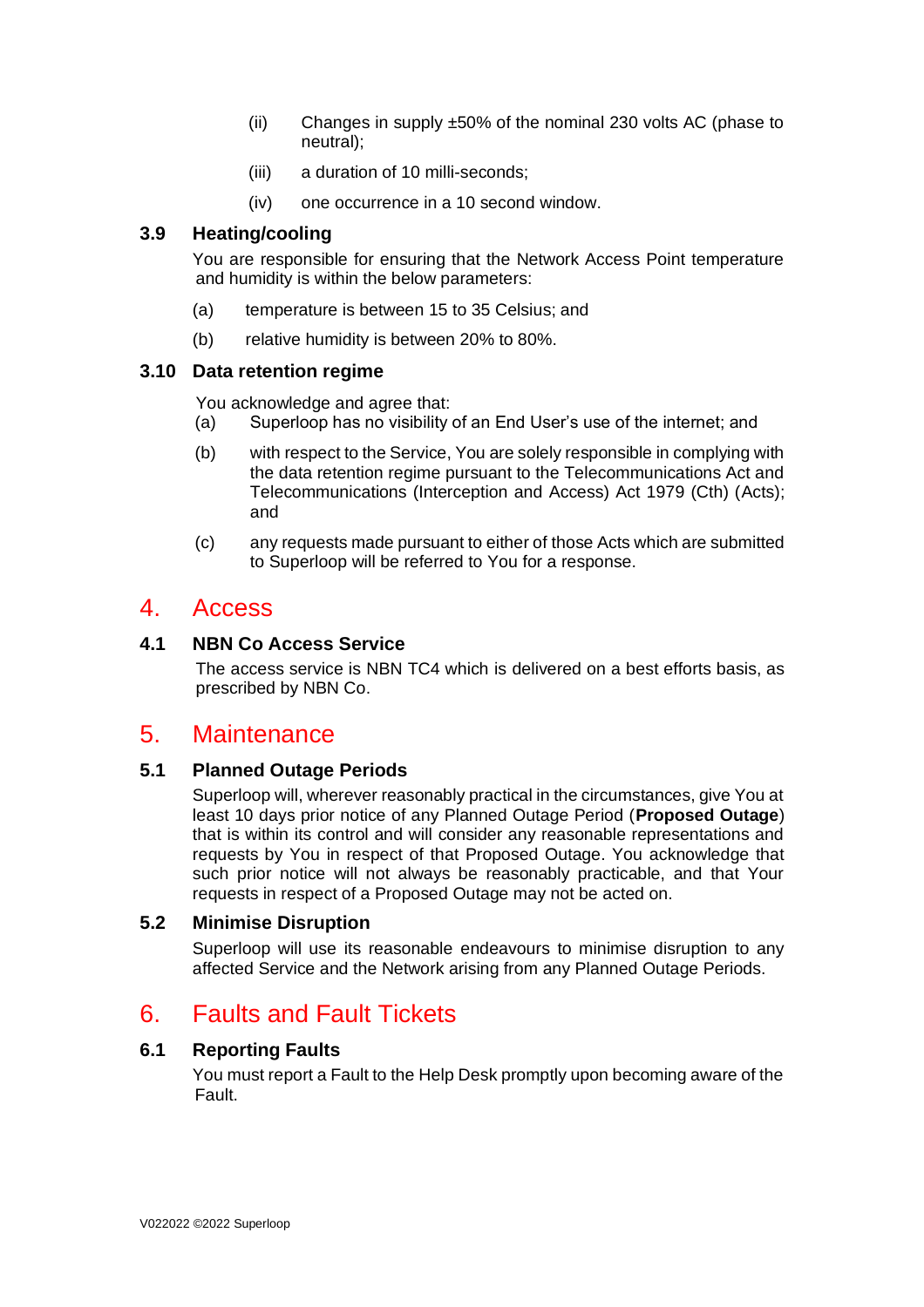(ii) Changes in supply ±50% of the nominal 230 volts AC (phase to neutral);

(iii) a duration of 10 milli-seconds;

(iv) one occurrence in a 10 second window.

### 3.9 Heating/cooling

You are responsible for ensuring that the Network Access Point temperature and humidity is within the below parameters:

(a) temperature is between 15 to 35 Celsius; and

(b) relative humidity is between 20% to 80%.

### 3.10 Data retention regime

You acknowledge and agree that:

(a) Superloop has no visibility of an End User's use of the internet; and

(b) with respect to the Service, You are solely responsible in complying with the data retention regime pursuant to the Telecommunications Act and Telecommunications (Interception and Access) Act 1979 (Cth) (Acts); and

(c) any requests made pursuant to either of those Acts which are submitted to Superloop will be referred to You for a response.

## 4. Access

### 4.1 NBN Co Access Service

The access service is NBN TC4 which is delivered on a best efforts basis, as prescribed by NBN Co.

## 5. Maintenance

### 5.1 Planned Outage Periods

Superloop will, wherever reasonably practical in the circumstances, give You at least 10 days prior notice of any Planned Outage Period (**Proposed Outage**) that is within its control and will consider any reasonable representations and requests by You in respect of that Proposed Outage. You acknowledge that such prior notice will not always be reasonably practicable, and that Your requests in respect of a Proposed Outage may not be acted on.

### 5.2 Minimise Disruption

Superloop will use its reasonable endeavours to minimise disruption to any affected Service and the Network arising from any Planned Outage Periods.

## 6. Faults and Fault Tickets

### 6.1 Reporting Faults

You must report a Fault to the Help Desk promptly upon becoming aware of the Fault.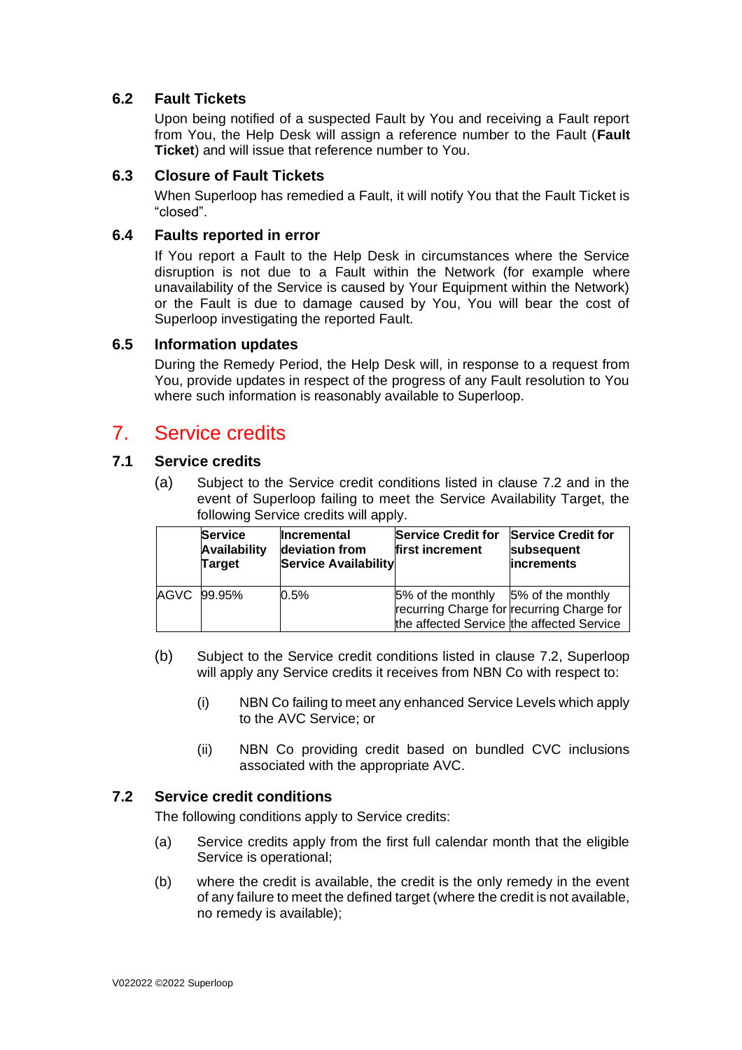### 6.2 Fault Tickets

Upon being notified of a suspected Fault by You and receiving a Fault report from You, the Help Desk will assign a reference number to the Fault (**Fault Ticket**) and will issue that reference number to You.

### 6.3 Closure of Fault Tickets

When Superloop has remedied a Fault, it will notify You that the Fault Ticket is "closed".

### 6.4 Faults reported in error

If You report a Fault to the Help Desk in circumstances where the Service disruption is not due to a Fault within the Network (for example where unavailability of the Service is caused by Your Equipment within the Network) or the Fault is due to damage caused by You, You will bear the cost of Superloop investigating the reported Fault.

### 6.5 Information updates

During the Remedy Period, the Help Desk will, in response to a request from You, provide updates in respect of the progress of any Fault resolution to You where such information is reasonably available to Superloop.

## 7. Service credits

### 7.1 Service credits

(a) Subject to the Service credit conditions listed in clause 7.2 and in the event of Superloop failing to meet the Service Availability Target, the following Service credits will apply.

| | **Service Availability Target** | **Incremental deviation from Service Availability** | **Service Credit for first increment** | **Service Credit for subsequent increments** |
|---|---|---|---|---|
| AGVC | 99.95% | 0.5% | 5% of the monthly recurring Charge for the affected Service | 5% of the monthly recurring Charge for the affected Service |

(b) Subject to the Service credit conditions listed in clause 7.2, Superloop will apply any Service credits it receives from NBN Co with respect to:

(i) NBN Co failing to meet any enhanced Service Levels which apply to the AVC Service; or

(ii) NBN Co providing credit based on bundled CVC inclusions associated with the appropriate AVC.

### 7.2 Service credit conditions

The following conditions apply to Service credits:

(a) Service credits apply from the first full calendar month that the eligible Service is operational;

(b) where the credit is available, the credit is the only remedy in the event of any failure to meet the defined target (where the credit is not available, no remedy is available);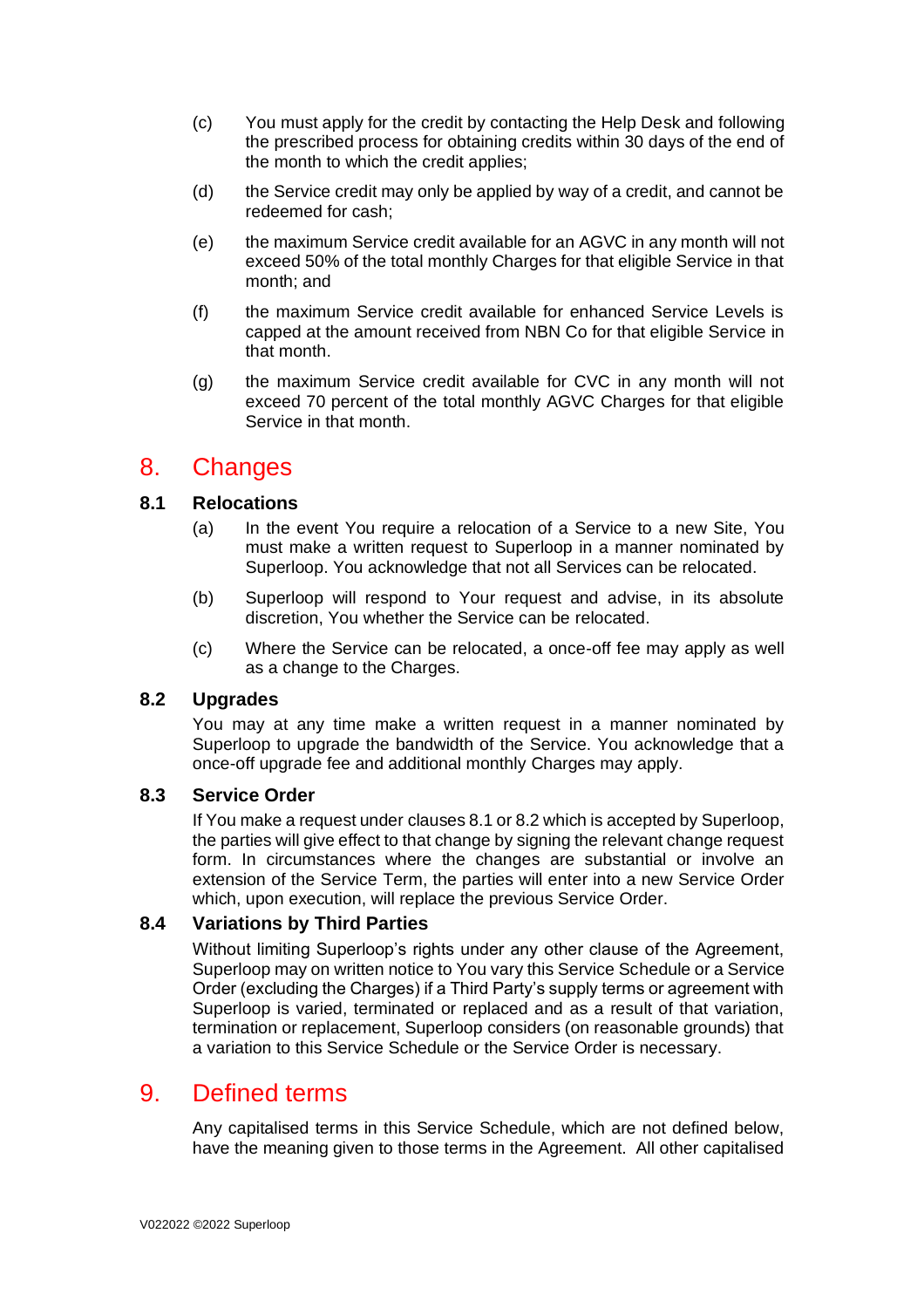(c) You must apply for the credit by contacting the Help Desk and following the prescribed process for obtaining credits within 30 days of the end of the month to which the credit applies;

(d) the Service credit may only be applied by way of a credit, and cannot be redeemed for cash;

(e) the maximum Service credit available for an AGVC in any month will not exceed 50% of the total monthly Charges for that eligible Service in that month; and

(f) the maximum Service credit available for enhanced Service Levels is capped at the amount received from NBN Co for that eligible Service in that month.

(g) the maximum Service credit available for CVC in any month will not exceed 70 percent of the total monthly AGVC Charges for that eligible Service in that month.

# 8. Changes

## 8.1 Relocations

(a) In the event You require a relocation of a Service to a new Site, You must make a written request to Superloop in a manner nominated by Superloop. You acknowledge that not all Services can be relocated.

(b) Superloop will respond to Your request and advise, in its absolute discretion, You whether the Service can be relocated.

(c) Where the Service can be relocated, a once-off fee may apply as well as a change to the Charges.

## 8.2 Upgrades

You may at any time make a written request in a manner nominated by Superloop to upgrade the bandwidth of the Service. You acknowledge that a once-off upgrade fee and additional monthly Charges may apply.

## 8.3 Service Order

If You make a request under clauses 8.1 or 8.2 which is accepted by Superloop, the parties will give effect to that change by signing the relevant change request form. In circumstances where the changes are substantial or involve an extension of the Service Term, the parties will enter into a new Service Order which, upon execution, will replace the previous Service Order.

## 8.4 Variations by Third Parties

Without limiting Superloop's rights under any other clause of the Agreement, Superloop may on written notice to You vary this Service Schedule or a Service Order (excluding the Charges) if a Third Party's supply terms or agreement with Superloop is varied, terminated or replaced and as a result of that variation, termination or replacement, Superloop considers (on reasonable grounds) that a variation to this Service Schedule or the Service Order is necessary.

# 9. Defined terms

Any capitalised terms in this Service Schedule, which are not defined below, have the meaning given to those terms in the Agreement. All other capitalised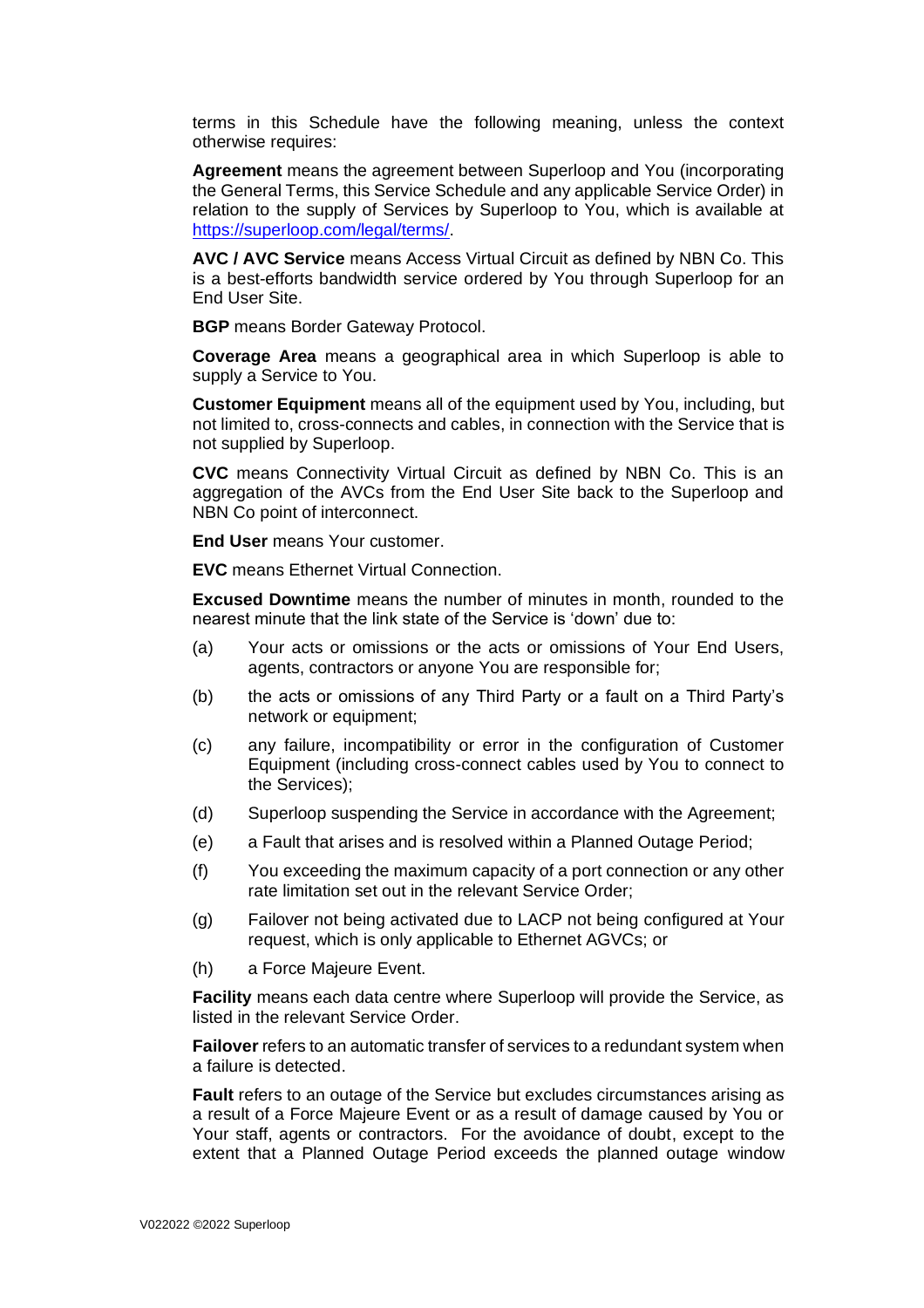terms in this Schedule have the following meaning, unless the context otherwise requires:

**Agreement** means the agreement between Superloop and You (incorporating the General Terms, this Service Schedule and any applicable Service Order) in relation to the supply of Services by Superloop to You, which is available at https://superloop.com/legal/terms/.

**AVC / AVC Service** means Access Virtual Circuit as defined by NBN Co. This is a best-efforts bandwidth service ordered by You through Superloop for an End User Site.

**BGP** means Border Gateway Protocol.

**Coverage Area** means a geographical area in which Superloop is able to supply a Service to You.

**Customer Equipment** means all of the equipment used by You, including, but not limited to, cross-connects and cables, in connection with the Service that is not supplied by Superloop.

**CVC** means Connectivity Virtual Circuit as defined by NBN Co. This is an aggregation of the AVCs from the End User Site back to the Superloop and NBN Co point of interconnect.

**End User** means Your customer.

**EVC** means Ethernet Virtual Connection.

**Excused Downtime** means the number of minutes in month, rounded to the nearest minute that the link state of the Service is 'down' due to:

(a) Your acts or omissions or the acts or omissions of Your End Users, agents, contractors or anyone You are responsible for;

(b) the acts or omissions of any Third Party or a fault on a Third Party's network or equipment;

(c) any failure, incompatibility or error in the configuration of Customer Equipment (including cross-connect cables used by You to connect to the Services);

(d) Superloop suspending the Service in accordance with the Agreement;

(e) a Fault that arises and is resolved within a Planned Outage Period;

(f) You exceeding the maximum capacity of a port connection or any other rate limitation set out in the relevant Service Order;

(g) Failover not being activated due to LACP not being configured at Your request, which is only applicable to Ethernet AGVCs; or

(h) a Force Majeure Event.

**Facility** means each data centre where Superloop will provide the Service, as listed in the relevant Service Order.

**Failover** refers to an automatic transfer of services to a redundant system when a failure is detected.

**Fault** refers to an outage of the Service but excludes circumstances arising as a result of a Force Majeure Event or as a result of damage caused by You or Your staff, agents or contractors. For the avoidance of doubt, except to the extent that a Planned Outage Period exceeds the planned outage window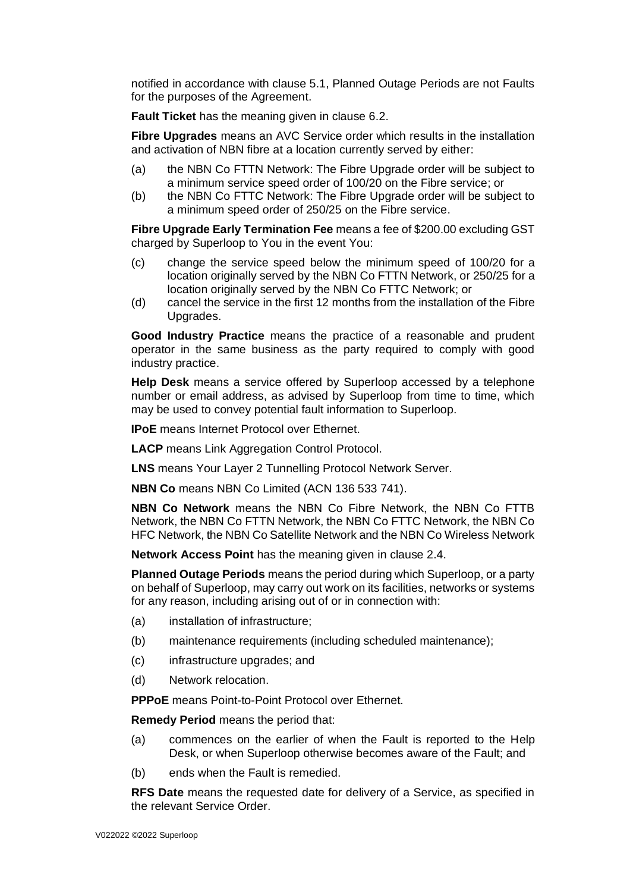notified in accordance with clause 5.1, Planned Outage Periods are not Faults for the purposes of the Agreement.

**Fault Ticket** has the meaning given in clause 6.2.

**Fibre Upgrades** means an AVC Service order which results in the installation and activation of NBN fibre at a location currently served by either:

(a) the NBN Co FTTN Network: The Fibre Upgrade order will be subject to a minimum service speed order of 100/20 on the Fibre service; or

(b) the NBN Co FTTC Network: The Fibre Upgrade order will be subject to a minimum speed order of 250/25 on the Fibre service.

**Fibre Upgrade Early Termination Fee** means a fee of $200.00 excluding GST charged by Superloop to You in the event You:

(c) change the service speed below the minimum speed of 100/20 for a location originally served by the NBN Co FTTN Network, or 250/25 for a location originally served by the NBN Co FTTC Network; or

(d) cancel the service in the first 12 months from the installation of the Fibre Upgrades.

**Good Industry Practice** means the practice of a reasonable and prudent operator in the same business as the party required to comply with good industry practice.

**Help Desk** means a service offered by Superloop accessed by a telephone number or email address, as advised by Superloop from time to time, which may be used to convey potential fault information to Superloop.

**IPoE** means Internet Protocol over Ethernet.

**LACP** means Link Aggregation Control Protocol.

**LNS** means Your Layer 2 Tunnelling Protocol Network Server.

**NBN Co** means NBN Co Limited (ACN 136 533 741).

**NBN Co Network** means the NBN Co Fibre Network, the NBN Co FTTB Network, the NBN Co FTTN Network, the NBN Co FTTC Network, the NBN Co HFC Network, the NBN Co Satellite Network and the NBN Co Wireless Network

**Network Access Point** has the meaning given in clause 2.4.

**Planned Outage Periods** means the period during which Superloop, or a party on behalf of Superloop, may carry out work on its facilities, networks or systems for any reason, including arising out of or in connection with:

(a) installation of infrastructure;

(b) maintenance requirements (including scheduled maintenance);

(c) infrastructure upgrades; and

(d) Network relocation.

**PPPoE** means Point-to-Point Protocol over Ethernet.

**Remedy Period** means the period that:

(a) commences on the earlier of when the Fault is reported to the Help Desk, or when Superloop otherwise becomes aware of the Fault; and

(b) ends when the Fault is remedied.

**RFS Date** means the requested date for delivery of a Service, as specified in the relevant Service Order.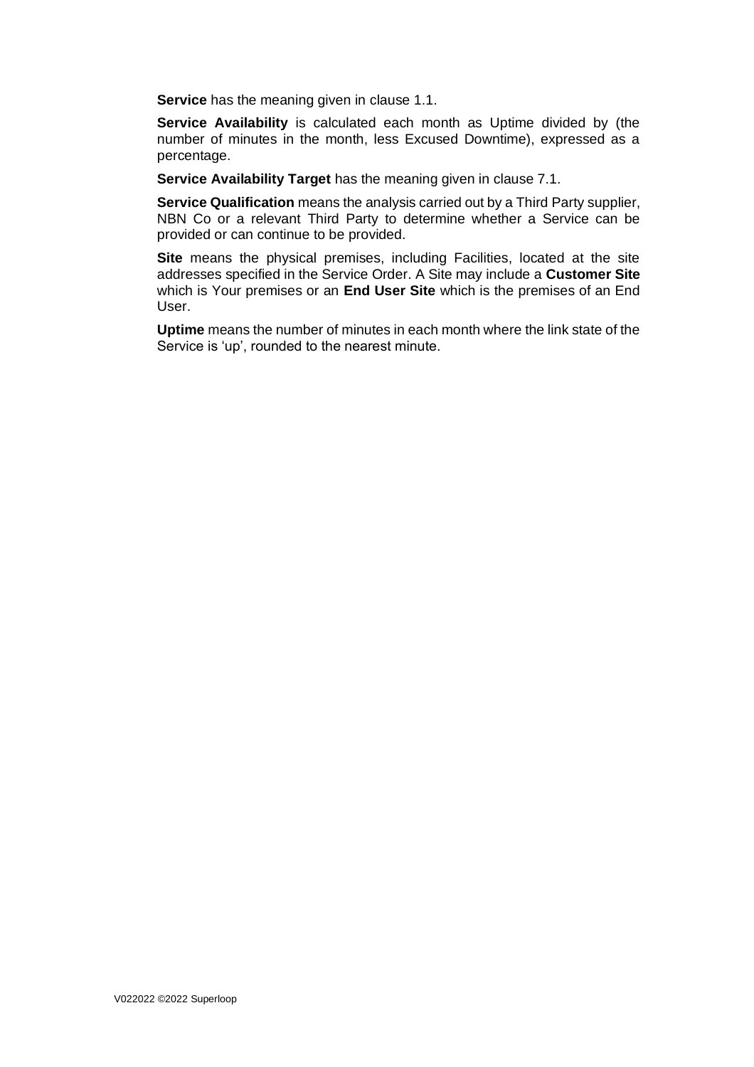**Service** has the meaning given in clause 1.1.

**Service Availability** is calculated each month as Uptime divided by (the number of minutes in the month, less Excused Downtime), expressed as a percentage.

**Service Availability Target** has the meaning given in clause 7.1.

**Service Qualification** means the analysis carried out by a Third Party supplier, NBN Co or a relevant Third Party to determine whether a Service can be provided or can continue to be provided.

**Site** means the physical premises, including Facilities, located at the site addresses specified in the Service Order. A Site may include a **Customer Site** which is Your premises or an **End User Site** which is the premises of an End User.

**Uptime** means the number of minutes in each month where the link state of the Service is 'up', rounded to the nearest minute.